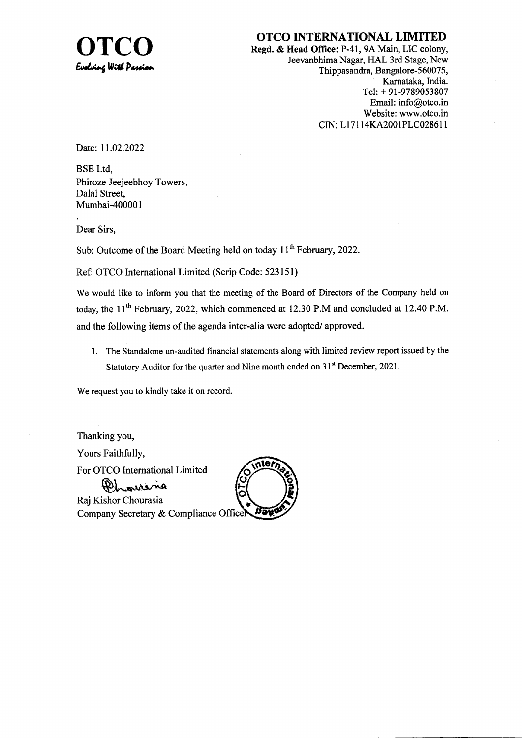# OTCO

*Evolving With Passion*

## OTCO INTERNATIONAL LIMITED

**Regd. & Head Office:** P-41, 9A Main, LIC colony,
Jeevanbhima Nagar, HAL 3rd Stage, New
Thippasandra, Bangalore-560075,
Karnataka, India.
Tel: + 91-9789053807
Email: info@otco.in
Website: www.otco.in
CIN: L17114KA2001PLC028611

Date: 11.02.2022

BSE Ltd,
Phiroze Jeejeebhoy Towers,
Dalal Street,
Mumbai-400001

Dear Sirs,

Sub: Outcome of the Board Meeting held on today 11th February, 2022.

Ref: OTCO International Limited (Scrip Code: 523151)

We would like to inform you that the meeting of the Board of Directors of the Company held on today, the 11th February, 2022, which commenced at 12.30 P.M and concluded at 12.40 P.M. and the following items of the agenda inter-alia were adopted/ approved.

1. The Standalone un-audited financial statements along with limited review report issued by the Statutory Auditor for the quarter and Nine month ended on 31st December, 2021.

We request you to kindly take it on record.

Thanking you,

Yours Faithfully,

For OTCO International Limited

Raj Kishor Chourasia
Company Secretary & Compliance Officer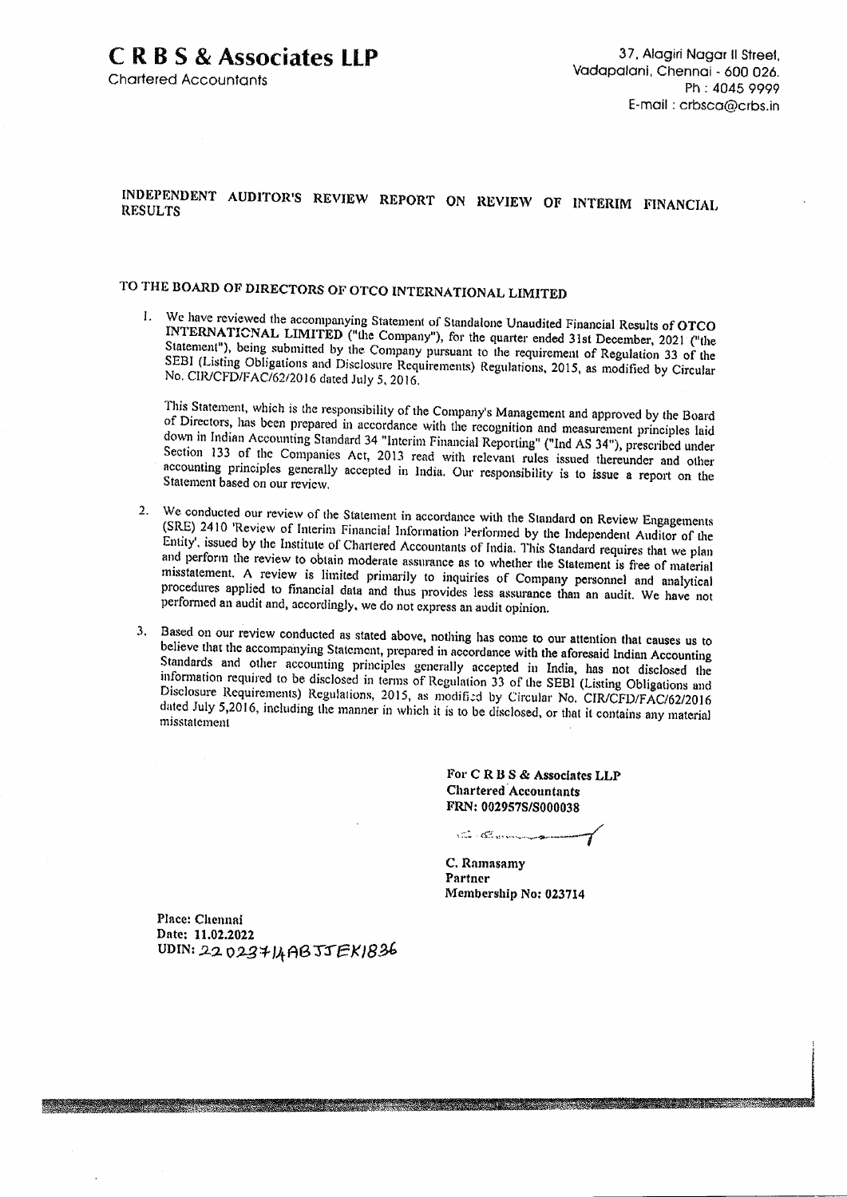# C R B S & Associates LLP

Chartered Accountants

37, Alagiri Nagar II Street,
Vadapalani, Chennai - 600 026.
Ph : 4045 9999
E-mail : crbsca@crbs.in

## INDEPENDENT AUDITOR'S REVIEW REPORT ON REVIEW OF INTERIM FINANCIAL RESULTS

### TO THE BOARD OF DIRECTORS OF OTCO INTERNATIONAL LIMITED

1. We have reviewed the accompanying Statement of Standalone Unaudited Financial Results of **OTCO INTERNATIONAL LIMITED** ("the Company"), for the quarter ended 31st December, 2021 ("the Statement"), being submitted by the Company pursuant to the requirement of Regulation 33 of the SEBI (Listing Obligations and Disclosure Requirements) Regulations, 2015, as modified by Circular No. CIR/CFD/FAC/62/2016 dated July 5, 2016.

   This Statement, which is the responsibility of the Company's Management and approved by the Board of Directors, has been prepared in accordance with the recognition and measurement principles laid down in Indian Accounting Standard 34 "Interim Financial Reporting" ("Ind AS 34"), prescribed under Section 133 of the Companies Act, 2013 read with relevant rules issued thereunder and other accounting principles generally accepted in India. Our responsibility is to issue a report on the Statement based on our review.

2. We conducted our review of the Statement in accordance with the Standard on Review Engagements (SRE) 2410 'Review of Interim Financial Information Performed by the Independent Auditor of the Entity', issued by the Institute of Chartered Accountants of India. This Standard requires that we plan and perform the review to obtain moderate assurance as to whether the Statement is free of material misstatement. A review is limited primarily to inquiries of Company personnel and analytical procedures applied to financial data and thus provides less assurance than an audit. We have not performed an audit and, accordingly, we do not express an audit opinion.

3. Based on our review conducted as stated above, nothing has come to our attention that causes us to believe that the accompanying Statement, prepared in accordance with the aforesaid Indian Accounting Standards and other accounting principles generally accepted in India, has not disclosed the information required to be disclosed in terms of Regulation 33 of the SEBI (Listing Obligations and Disclosure Requirements) Regulations, 2015, as modified by Circular No. CIR/CFD/FAC/62/2016 dated July 5,2016, including the manner in which it is to be disclosed, or that it contains any material misstatement

**For C R B S & Associates LLP**
**Chartered Accountants**
**FRN: 002957S/S000038**

**C. Ramasamy**
**Partner**
**Membership No: 023714**

**Place: Chennai**
**Date: 11.02.2022**
**UDIN:** 22023714ABJJEK1836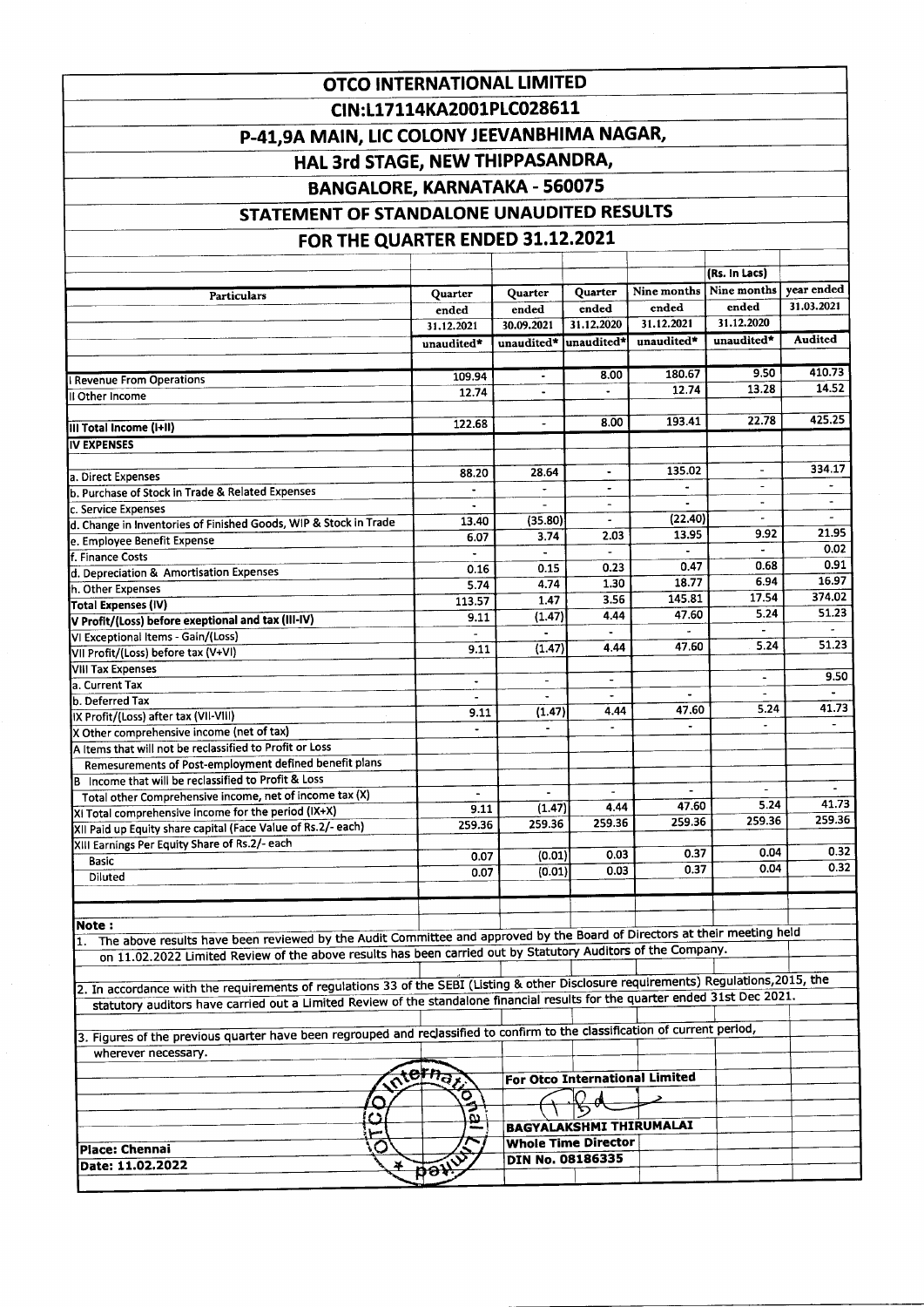# OTCO INTERNATIONAL LIMITED

## CIN:L17114KA2001PLC028611

## P-41,9A MAIN, LIC COLONY JEEVANBHIMA NAGAR,

## HAL 3rd STAGE, NEW THIPPASANDRA,

## BANGALORE, KARNATAKA - 560075

## STATEMENT OF STANDALONE UNAUDITED RESULTS

## FOR THE QUARTER ENDED 31.12.2021

(Rs. In Lacs)

| Particulars | Quarter ended 31.12.2021 | Quarter ended 30.09.2021 | Quarter ended 31.12.2020 | Nine months ended 31.12.2021 | Nine months ended 31.12.2020 | year ended 31.03.2021 |
|---|---|---|---|---|---|---|
| | unaudited* | unaudited* | unaudited* | unaudited* | unaudited* | Audited |
| I Revenue From Operations | 109.94 | - | 8.00 | 180.67 | 9.50 | 410.73 |
| II Other Income | 12.74 | - | - | 12.74 | 13.28 | 14.52 |
| III Total Income (I+II) | 122.68 | - | 8.00 | 193.41 | 22.78 | 425.25 |
| IV EXPENSES | | | | | | |
| a. Direct Expenses | 88.20 | 28.64 | - | 135.02 | - | 334.17 |
| b. Purchase of Stock in Trade & Related Expenses | - | - | - | - | - | - |
| c. Service Expenses | - | - | - | - | - | - |
| d. Change in Inventories of Finished Goods, WIP & Stock in Trade | 13.40 | (35.80) | - | (22.40) | - | - |
| e. Employee Benefit Expense | 6.07 | 3.74 | 2.03 | 13.95 | 9.92 | 21.95 |
| f. Finance Costs | - | - | - | - | - | 0.02 |
| d. Depreciation & Amortisation Expenses | 0.16 | 0.15 | 0.23 | 0.47 | 0.68 | 0.91 |
| h. Other Expenses | 5.74 | 4.74 | 1.30 | 18.77 | 6.94 | 16.97 |
| Total Expenses (IV) | 113.57 | 1.47 | 3.56 | 145.81 | 17.54 | 374.02 |
| V Profit/(Loss) before exceptional and tax (III-IV) | 9.11 | (1.47) | 4.44 | 47.60 | 5.24 | 51.23 |
| VI Exceptional Items - Gain/(Loss) | - | - | - | - | - | - |
| VII Profit/(Loss) before tax (V+VI) | 9.11 | (1.47) | 4.44 | 47.60 | 5.24 | 51.23 |
| VIII Tax Expenses | | | | | | |
| a. Current Tax | - | - | - | | - | 9.50 |
| b. Deferred Tax | - | - | - | - | - | - |
| IX Profit/(Loss) after tax (VII-VIII) | 9.11 | (1.47) | 4.44 | 47.60 | 5.24 | 41.73 |
| X Other comprehensive income (net of tax) | - | - | - | - | - | - |
| A Items that will not be reclassified to Profit or Loss | | | | | | |
| Remesurements of Post-employment defined benefit plans | | | | | | |
| B Income that will be reclassified to Profit & Loss | | | | | | |
| Total other Comprehensive income, net of income tax (X) | - | - | - | - | - | - |
| XI Total comprehensive income for the period (IX+X) | 9.11 | (1.47) | 4.44 | 47.60 | 5.24 | 41.73 |
| XII Paid up Equity share capital (Face Value of Rs.2/- each) | 259.36 | 259.36 | 259.36 | 259.36 | 259.36 | 259.36 |
| XIII Earnings Per Equity Share of Rs.2/- each | | | | | | |
| Basic | 0.07 | (0.01) | 0.03 | 0.37 | 0.04 | 0.32 |
| Diluted | 0.07 | (0.01) | 0.03 | 0.37 | 0.04 | 0.32 |

**Note :**

1. The above results have been reviewed by the Audit Committee and approved by the Board of Directors at their meeting held on 11.02.2022 Limited Review of the above results has been carried out by Statutory Auditors of the Company.

2. In accordance with the requirements of regulations 33 of the SEBI (Listing & other Disclosure requirements) Regulations,2015, the statutory auditors have carried out a Limited Review of the standalone financial results for the quarter ended 31st Dec 2021.

3. Figures of the previous quarter have been regrouped and reclassified to confirm to the classification of current period, wherever necessary.

**For Otco International Limited**

**BAGYALAKSHMI THIRUMALAI**
**Whole Time Director**
**DIN No. 08186335**

**Place: Chennai**
**Date: 11.02.2022**